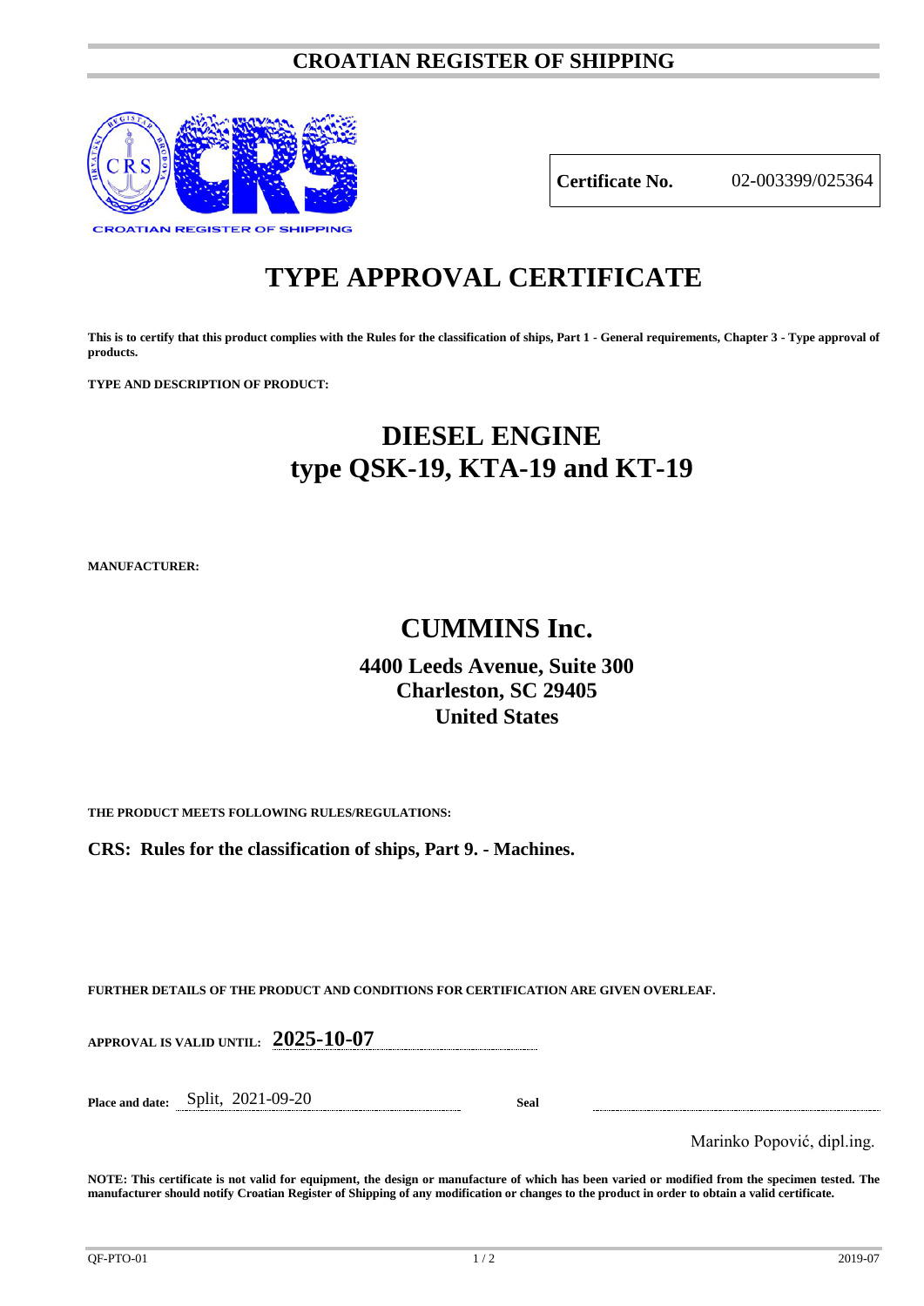# CROATIAN REGISTER OF SHIPPING

CROATIAN REGISTER OF SHIPPING

| **Certificate No.** | 02-003399/025364 |
|---|---|

# TYPE APPROVAL CERTIFICATE

**This is to certify that this product complies with the Rules for the classification of ships, Part 1 - General requirements, Chapter 3 - Type approval of products.**

**TYPE AND DESCRIPTION OF PRODUCT:**

## DIESEL ENGINE
## type QSK-19, KTA-19 and KT-19

**MANUFACTURER:**

## CUMMINS Inc.

**4400 Leeds Avenue, Suite 300**
**Charleston, SC 29405**
**United States**

**THE PRODUCT MEETS FOLLOWING RULES/REGULATIONS:**

**CRS: Rules for the classification of ships, Part 9. - Machines.**

**FURTHER DETAILS OF THE PRODUCT AND CONDITIONS FOR CERTIFICATION ARE GIVEN OVERLEAF.**

**APPROVAL IS VALID UNTIL:** **2025-10-07**

**Place and date:** Split, 2021-09-20 **Seal**

Marinko Popović, dipl.ing.

**NOTE: This certificate is not valid for equipment, the design or manufacture of which has been varied or modified from the specimen tested. The manufacturer should notify Croatian Register of Shipping of any modification or changes to the product in order to obtain a valid certificate.**

QF-PTO-01 2019-07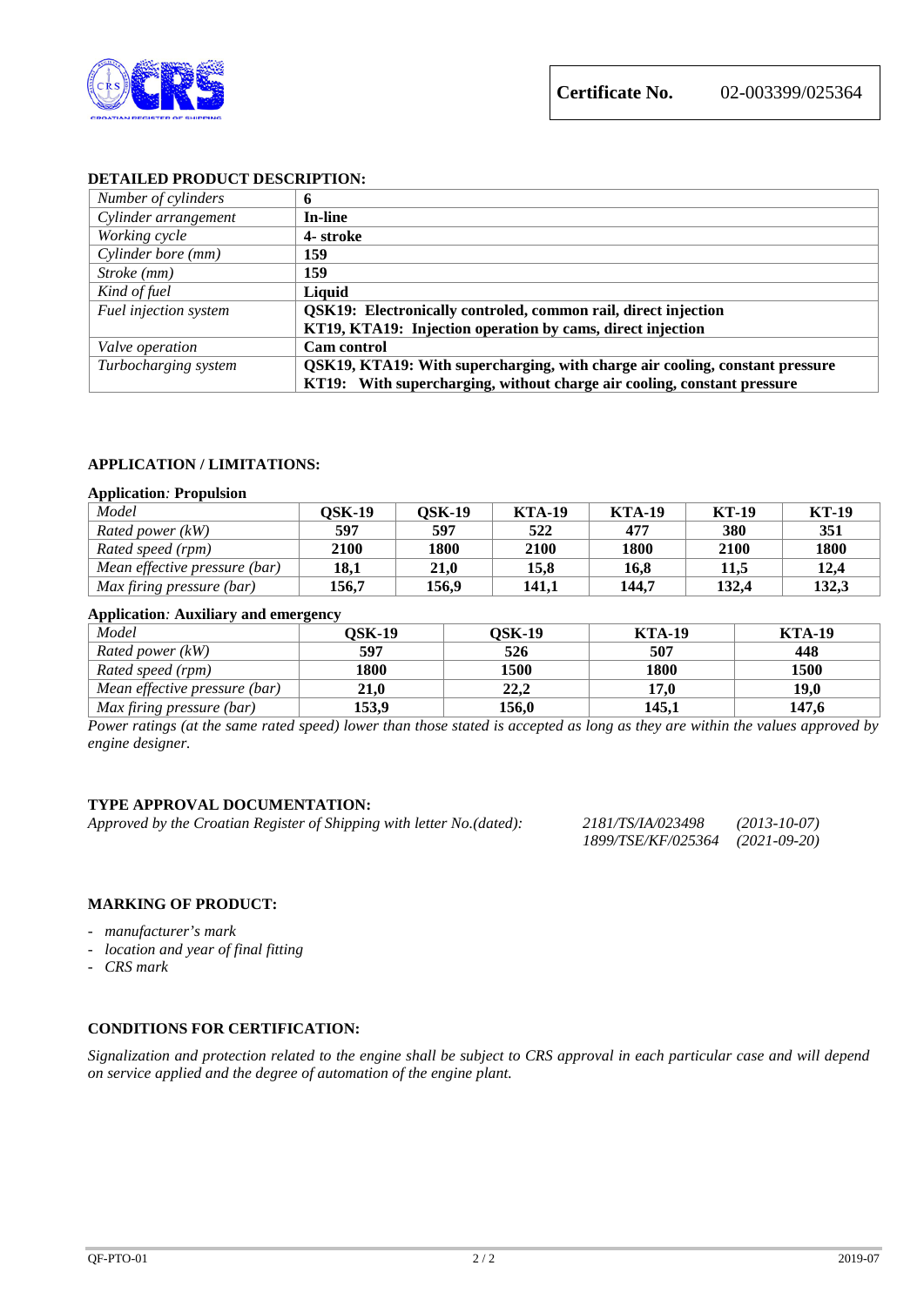**Certificate No.** 02-003399/025364

## DETAILED PRODUCT DESCRIPTION:

| | |
|---|---|
| *Number of cylinders* | **6** |
| *Cylinder arrangement* | **In-line** |
| *Working cycle* | **4- stroke** |
| *Cylinder bore (mm)* | **159** |
| *Stroke (mm)* | **159** |
| *Kind of fuel* | **Liquid** |
| *Fuel injection system* | **QSK19: Electronically controled, common rail, direct injection**<br>**KT19, KTA19: Injection operation by cams, direct injection** |
| *Valve operation* | **Cam control** |
| *Turbocharging system* | **QSK19, KTA19: With supercharging, with charge air cooling, constant pressure**<br>**KT19: With supercharging, without charge air cooling, constant pressure** |

## APPLICATION / LIMITATIONS:

**Application: Propulsion**

| *Model* | **QSK-19** | **QSK-19** | **KTA-19** | **KTA-19** | **KT-19** | **KT-19** |
|---|---|---|---|---|---|---|
| *Rated power (kW)* | **597** | **597** | **522** | **477** | **380** | **351** |
| *Rated speed (rpm)* | **2100** | **1800** | **2100** | **1800** | **2100** | **1800** |
| *Mean effective pressure (bar)* | **18,1** | **21,0** | **15,8** | **16,8** | **11,5** | **12,4** |
| *Max firing pressure (bar)* | **156,7** | **156,9** | **141,1** | **144,7** | **132,4** | **132,3** |

**Application: Auxiliary and emergency**

| *Model* | **QSK-19** | **QSK-19** | **KTA-19** | **KTA-19** |
|---|---|---|---|---|
| *Rated power (kW)* | **597** | **526** | **507** | **448** |
| *Rated speed (rpm)* | **1800** | **1500** | **1800** | **1500** |
| *Mean effective pressure (bar)* | **21,0** | **22,2** | **17,0** | **19,0** |
| *Max firing pressure (bar)* | **153,9** | **156,0** | **145,1** | **147,6** |

*Power ratings (at the same rated speed) lower than those stated is accepted as long as they are within the values approved by engine designer.*

## TYPE APPROVAL DOCUMENTATION:

*Approved by the Croatian Register of Shipping with letter No.(dated):* *2181/TS/IA/023498 (2013-10-07)*
*1899/TSE/KF/025364 (2021-09-20)*

## MARKING OF PRODUCT:

- *manufacturer's mark*
- *location and year of final fitting*
- *CRS mark*

## CONDITIONS FOR CERTIFICATION:

*Signalization and protection related to the engine shall be subject to CRS approval in each particular case and will depend on service applied and the degree of automation of the engine plant.*